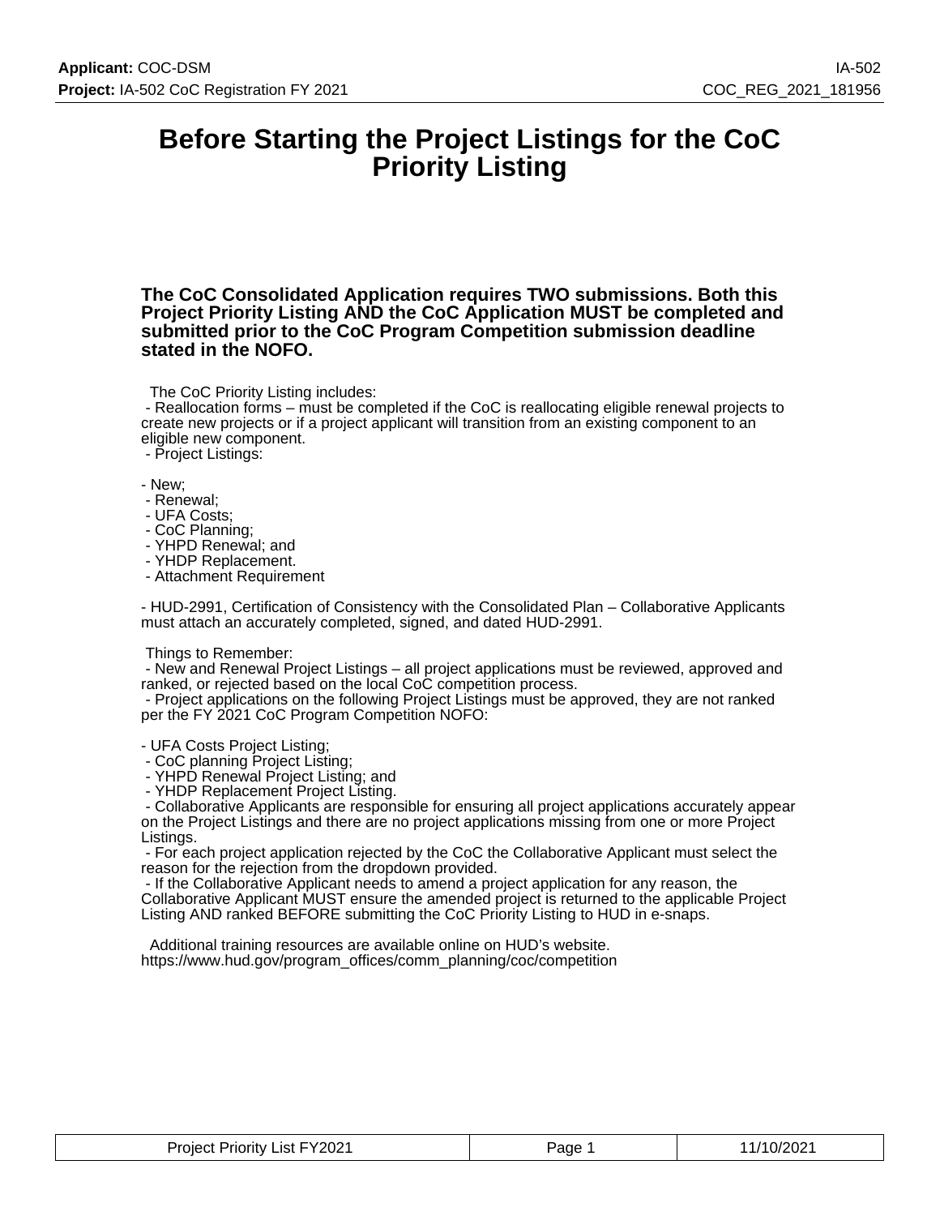# Before Starting the Project Listings for the CoC Priority Listing

**The CoC Consolidated Application requires TWO submissions. Both this Project Priority Listing AND the CoC Application MUST be completed and submitted prior to the CoC Program Competition submission deadline stated in the NOFO.**

The CoC Priority Listing includes:

- Reallocation forms – must be completed if the CoC is reallocating eligible renewal projects to create new projects or if a project applicant will transition from an existing component to an eligible new component.
- Project Listings:

- New;
- Renewal;
- UFA Costs;
- CoC Planning;
- YHPD Renewal; and
- YHDP Replacement.
- Attachment Requirement

- HUD-2991, Certification of Consistency with the Consolidated Plan – Collaborative Applicants must attach an accurately completed, signed, and dated HUD-2991.

Things to Remember:

- New and Renewal Project Listings – all project applications must be reviewed, approved and ranked, or rejected based on the local CoC competition process.
- Project applications on the following Project Listings must be approved, they are not ranked per the FY 2021 CoC Program Competition NOFO:

- UFA Costs Project Listing;
- CoC planning Project Listing;
- YHPD Renewal Project Listing; and
- YHDP Replacement Project Listing.
- Collaborative Applicants are responsible for ensuring all project applications accurately appear on the Project Listings and there are no project applications missing from one or more Project Listings.
- For each project application rejected by the CoC the Collaborative Applicant must select the reason for the rejection from the dropdown provided.
- If the Collaborative Applicant needs to amend a project application for any reason, the Collaborative Applicant MUST ensure the amended project is returned to the applicable Project Listing AND ranked BEFORE submitting the CoC Priority Listing to HUD in e-snaps.

Additional training resources are available online on HUD's website.
https://www.hud.gov/program_offices/comm_planning/coc/competition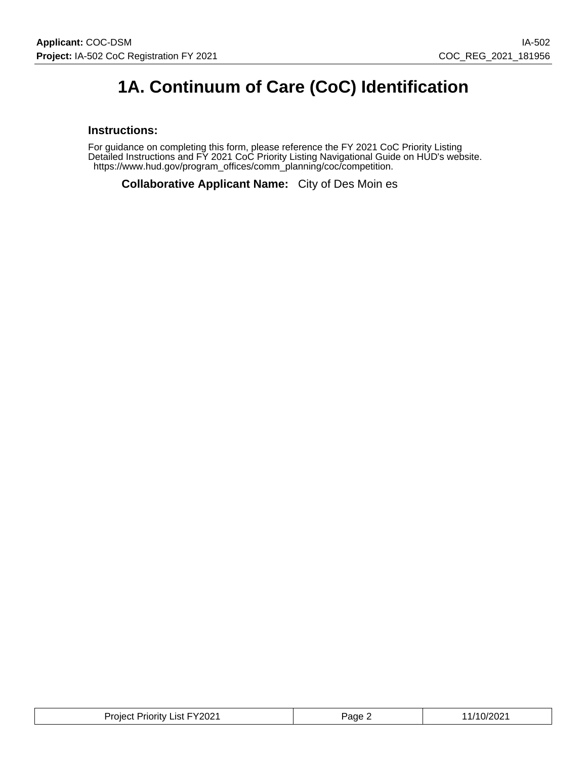# 1A. Continuum of Care (CoC) Identification

### Instructions:

For guidance on completing this form, please reference the FY 2021 CoC Priority Listing Detailed Instructions and FY 2021 CoC Priority Listing Navigational Guide on HUD's website. https://www.hud.gov/program_offices/comm_planning/coc/competition.

**Collaborative Applicant Name:** City of Des Moin es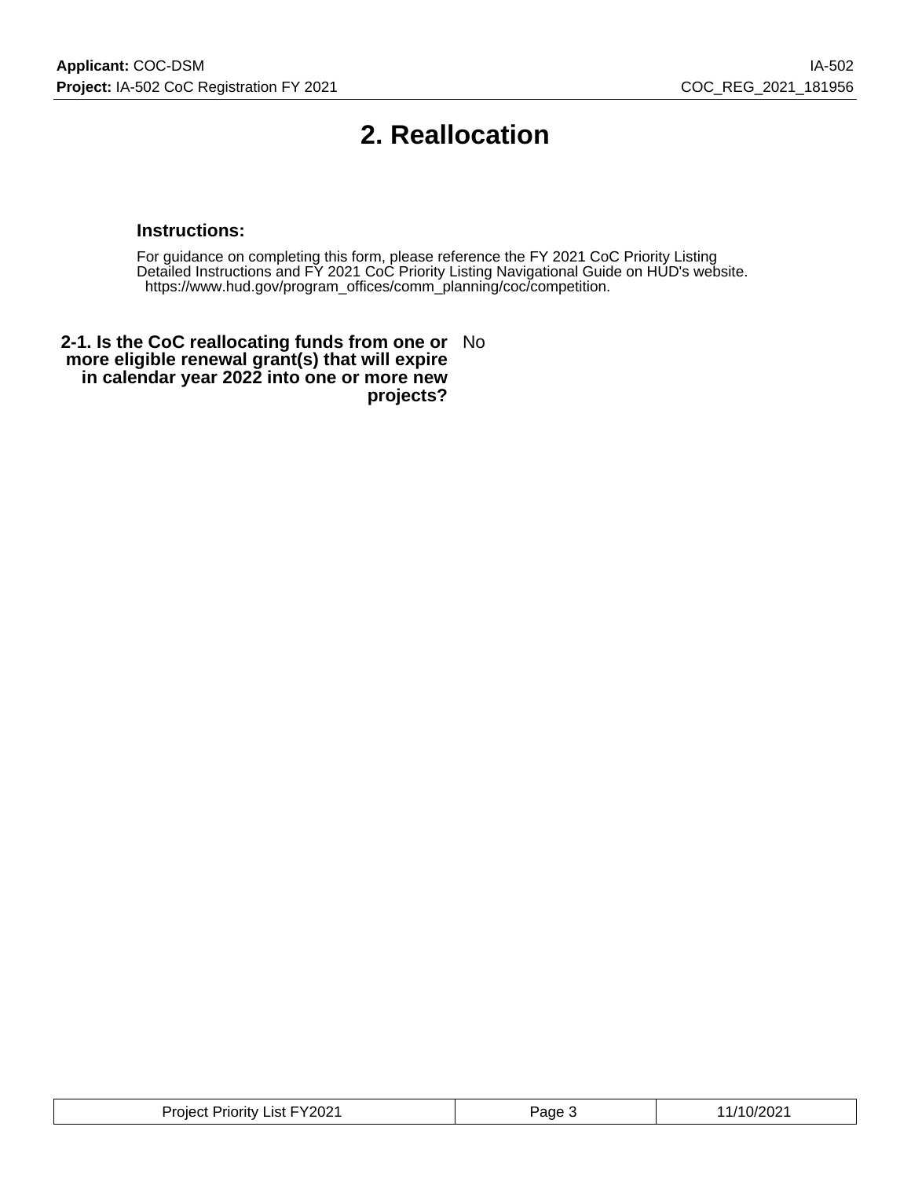# 2. Reallocation

### Instructions:

For guidance on completing this form, please reference the FY 2021 CoC Priority Listing Detailed Instructions and FY 2021 CoC Priority Listing Navigational Guide on HUD's website. https://www.hud.gov/program_offices/comm_planning/coc/competition.

| | |
|---|---|
| **2-1. Is the CoC reallocating funds from one or more eligible renewal grant(s) that will expire in calendar year 2022 into one or more new projects?** | No |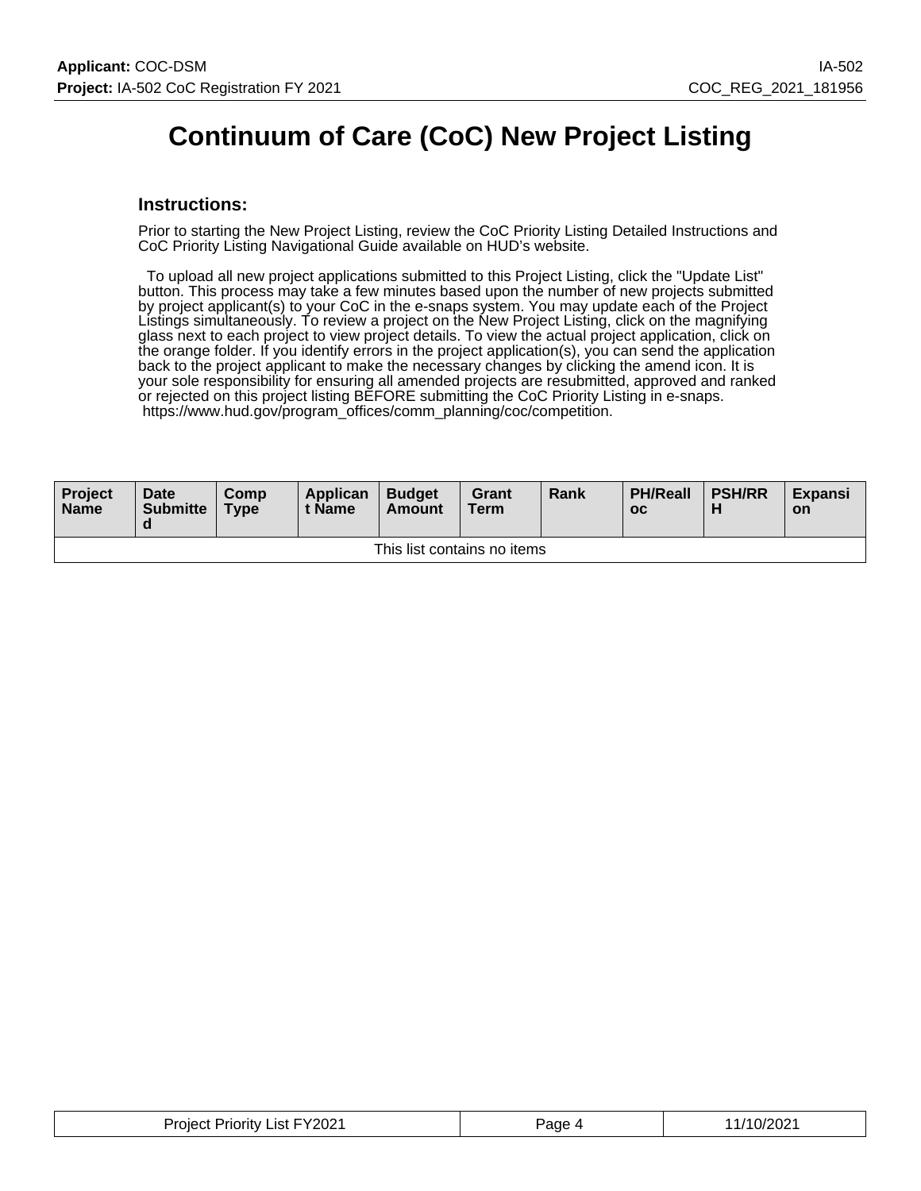# Continuum of Care (CoC) New Project Listing

## Instructions:

Prior to starting the New Project Listing, review the CoC Priority Listing Detailed Instructions and CoC Priority Listing Navigational Guide available on HUD's website.

To upload all new project applications submitted to this Project Listing, click the "Update List" button. This process may take a few minutes based upon the number of new projects submitted by project applicant(s) to your CoC in the e-snaps system. You may update each of the Project Listings simultaneously. To review a project on the New Project Listing, click on the magnifying glass next to each project to view project details. To view the actual project application, click on the orange folder. If you identify errors in the project application(s), you can send the application back to the project applicant to make the necessary changes by clicking the amend icon. It is your sole responsibility for ensuring all amended projects are resubmitted, approved and ranked or rejected on this project listing BEFORE submitting the CoC Priority Listing in e-snaps. https://www.hud.gov/program_offices/comm_planning/coc/competition.

| Project Name | Date Submitted | Comp Type | Applicant Name | Budget Amount | Grant Term | Rank | PH/Realloc | PSH/RRH | Expansion |
|---|---|---|---|---|---|---|---|---|---|
| This list contains no items | | | | | | | | | |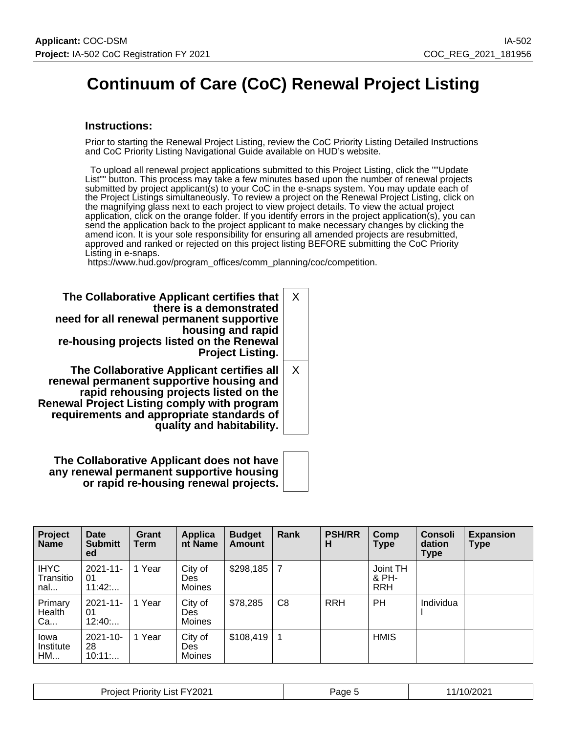# Continuum of Care (CoC) Renewal Project Listing

### Instructions:

Prior to starting the Renewal Project Listing, review the CoC Priority Listing Detailed Instructions and CoC Priority Listing Navigational Guide available on HUD's website.

To upload all renewal project applications submitted to this Project Listing, click the ""Update List"" button. This process may take a few minutes based upon the number of renewal projects submitted by project applicant(s) to your CoC in the e-snaps system. You may update each of the Project Listings simultaneously. To review a project on the Renewal Project Listing, click on the magnifying glass next to each project to view project details. To view the actual project application, click on the orange folder. If you identify errors in the project application(s), you can send the application back to the project applicant to make necessary changes by clicking the amend icon. It is your sole responsibility for ensuring all amended projects are resubmitted, approved and ranked or rejected on this project listing BEFORE submitting the CoC Priority Listing in e-snaps.
https://www.hud.gov/program_offices/comm_planning/coc/competition.

| | |
|---|---|
| **The Collaborative Applicant certifies that there is a demonstrated need for all renewal permanent supportive housing and rapid re-housing projects listed on the Renewal Project Listing.** | X |
| **The Collaborative Applicant certifies all renewal permanent supportive housing and rapid rehousing projects listed on the Renewal Project Listing comply with program requirements and appropriate standards of quality and habitability.** | X |
| **The Collaborative Applicant does not have any renewal permanent supportive housing or rapid re-housing renewal projects.** | |

| Project Name | Date Submitted | Grant Term | Applicant Name | Budget Amount | Rank | PSH/RRH | Comp Type | Consolidation Type | Expansion Type |
|---|---|---|---|---|---|---|---|---|---|
| IHYC Transitional... | 2021-11-01 11:42:... | 1 Year | City of Des Moines | $298,185 | 7 | | Joint TH & PH-RRH | | |
| Primary Health Ca... | 2021-11-01 12:40:... | 1 Year | City of Des Moines | $78,285 | C8 | RRH | PH | Individual | |
| Iowa Institute HM... | 2021-10-28 10:11:... | 1 Year | City of Des Moines | $108,419 | 1 | | HMIS | | |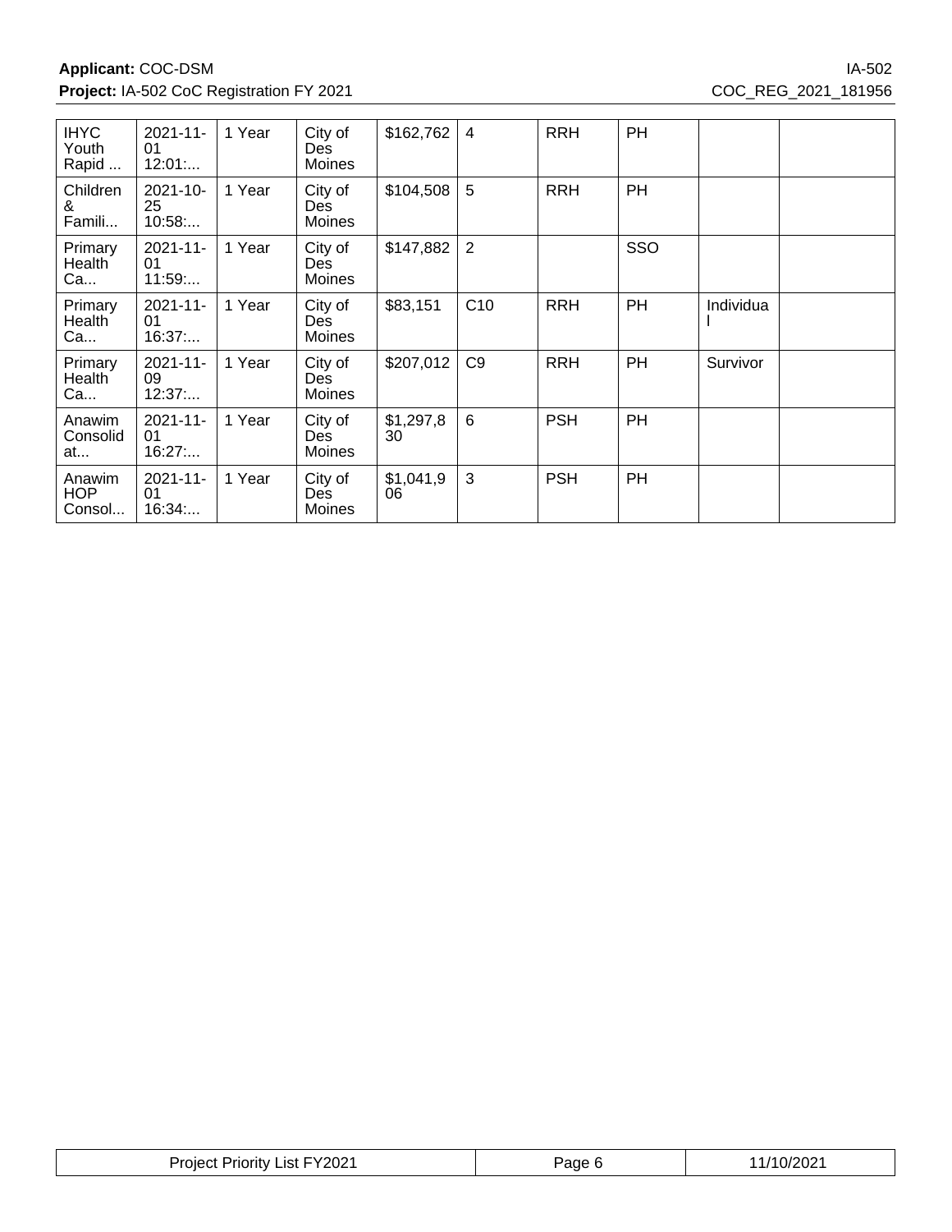| IHYC Youth Rapid ... | 2021-11-01 12:01:... | 1 Year | City of Des Moines | $162,762 | 4 | RRH | PH | | |
|---|---|---|---|---|---|---|---|---|---|
| Children & Famili... | 2021-10-25 10:58:... | 1 Year | City of Des Moines | $104,508 | 5 | RRH | PH | | |
| Primary Health Ca... | 2021-11-01 11:59:... | 1 Year | City of Des Moines | $147,882 | 2 | | SSO | | |
| Primary Health Ca... | 2021-11-01 16:37:... | 1 Year | City of Des Moines | $83,151 | C10 | RRH | PH | Individual | |
| Primary Health Ca... | 2021-11-09 12:37:... | 1 Year | City of Des Moines | $207,012 | C9 | RRH | PH | Survivor | |
| Anawim Consolidat... | 2021-11-01 16:27:... | 1 Year | City of Des Moines | $1,297,830 | 6 | PSH | PH | | |
| Anawim HOP Consol... | 2021-11-01 16:34:... | 1 Year | City of Des Moines | $1,041,906 | 3 | PSH | PH | | |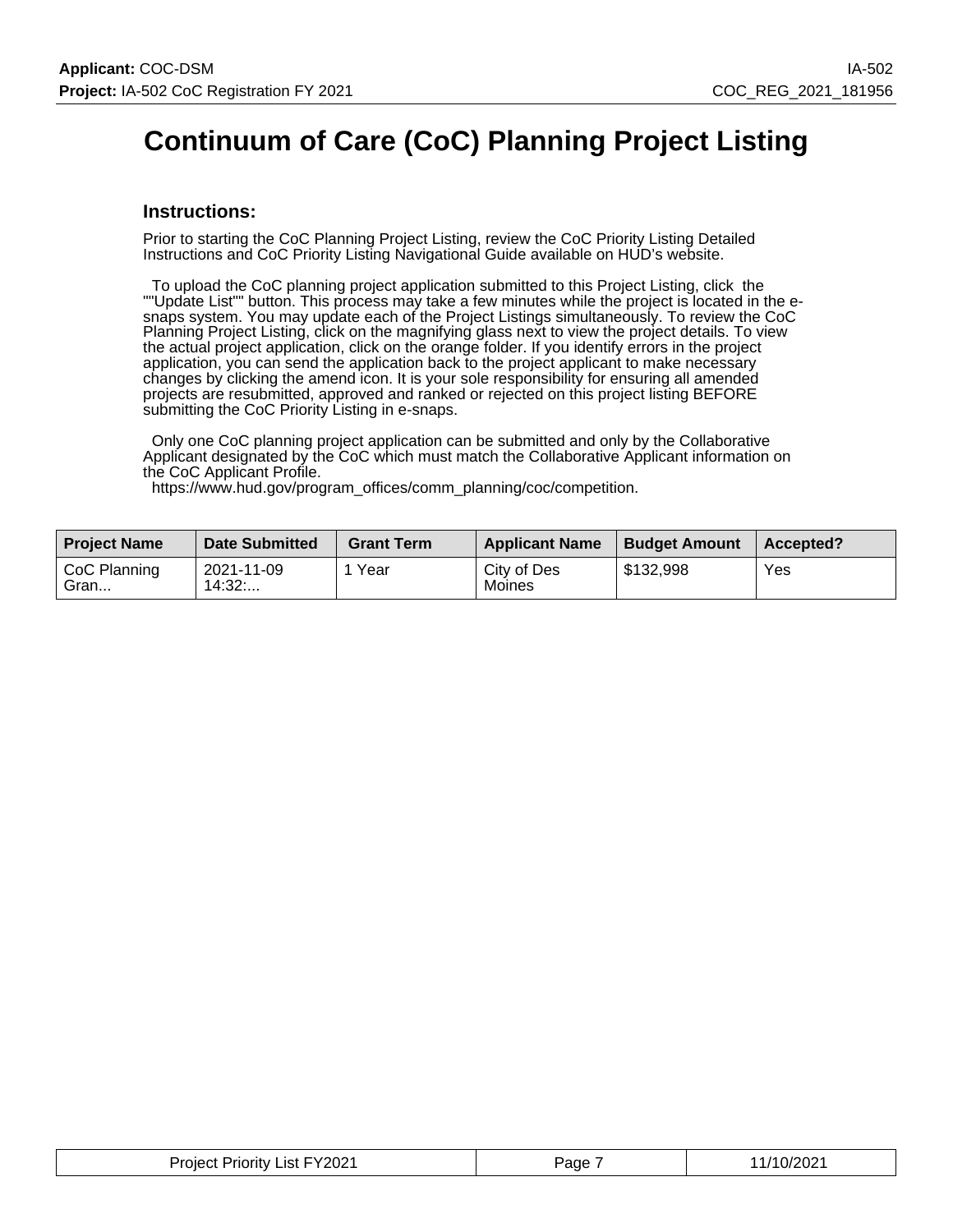# Continuum of Care (CoC) Planning Project Listing

## Instructions:

Prior to starting the CoC Planning Project Listing, review the CoC Priority Listing Detailed Instructions and CoC Priority Listing Navigational Guide available on HUD's website.

To upload the CoC planning project application submitted to this Project Listing, click the ""Update List"" button. This process may take a few minutes while the project is located in the e-snaps system. You may update each of the Project Listings simultaneously. To review the CoC Planning Project Listing, click on the magnifying glass next to view the project details. To view the actual project application, click on the orange folder. If you identify errors in the project application, you can send the application back to the project applicant to make necessary changes by clicking the amend icon. It is your sole responsibility for ensuring all amended projects are resubmitted, approved and ranked or rejected on this project listing BEFORE submitting the CoC Priority Listing in e-snaps.

Only one CoC planning project application can be submitted and only by the Collaborative Applicant designated by the CoC which must match the Collaborative Applicant information on the CoC Applicant Profile.
https://www.hud.gov/program_offices/comm_planning/coc/competition.

| Project Name | Date Submitted | Grant Term | Applicant Name | Budget Amount | Accepted? |
|---|---|---|---|---|---|
| CoC Planning Gran... | 2021-11-09 14:32:... | 1 Year | City of Des Moines | $132,998 | Yes |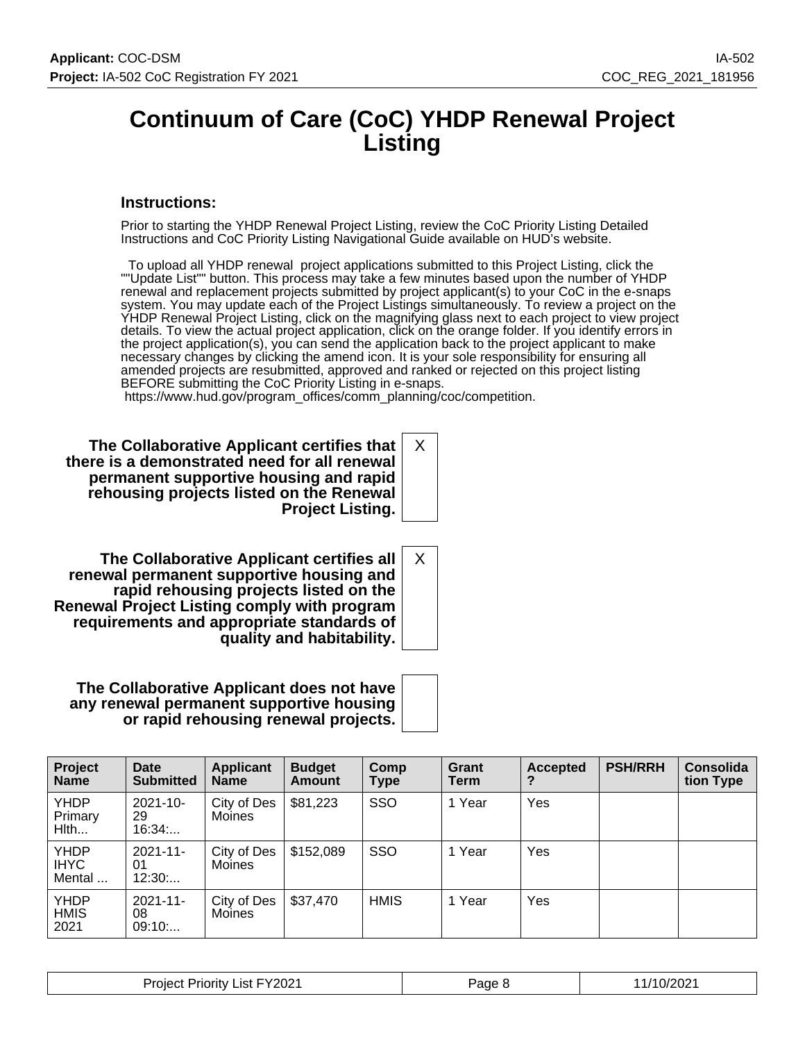# Continuum of Care (CoC) YHDP Renewal Project Listing

### Instructions:

Prior to starting the YHDP Renewal Project Listing, review the CoC Priority Listing Detailed Instructions and CoC Priority Listing Navigational Guide available on HUD's website.

To upload all YHDP renewal project applications submitted to this Project Listing, click the ""Update List"" button. This process may take a few minutes based upon the number of YHDP renewal and replacement projects submitted by project applicant(s) to your CoC in the e-snaps system. You may update each of the Project Listings simultaneously. To review a project on the YHDP Renewal Project Listing, click on the magnifying glass next to each project to view project details. To view the actual project application, click on the orange folder. If you identify errors in the project application(s), you can send the application back to the project applicant to make necessary changes by clicking the amend icon. It is your sole responsibility for ensuring all amended projects are resubmitted, approved and ranked or rejected on this project listing BEFORE submitting the CoC Priority Listing in e-snaps.
https://www.hud.gov/program_offices/comm_planning/coc/competition.

| | |
|---|---|
| **The Collaborative Applicant certifies that there is a demonstrated need for all renewal permanent supportive housing and rapid rehousing projects listed on the Renewal Project Listing.** | X |
| **The Collaborative Applicant certifies all renewal permanent supportive housing and rapid rehousing projects listed on the Renewal Project Listing comply with program requirements and appropriate standards of quality and habitability.** | X |
| **The Collaborative Applicant does not have any renewal permanent supportive housing or rapid rehousing renewal projects.** | |

| Project Name | Date Submitted | Applicant Name | Budget Amount | Comp Type | Grant Term | Accepted? | PSH/RRH | Consolidation Type |
|---|---|---|---|---|---|---|---|---|
| YHDP Primary Hlth... | 2021-10-29 16:34:... | City of Des Moines | $81,223 | SSO | 1 Year | Yes | | |
| YHDP IHYC Mental ... | 2021-11-01 12:30:... | City of Des Moines | $152,089 | SSO | 1 Year | Yes | | |
| YHDP HMIS 2021 | 2021-11-08 09:10:... | City of Des Moines | $37,470 | HMIS | 1 Year | Yes | | |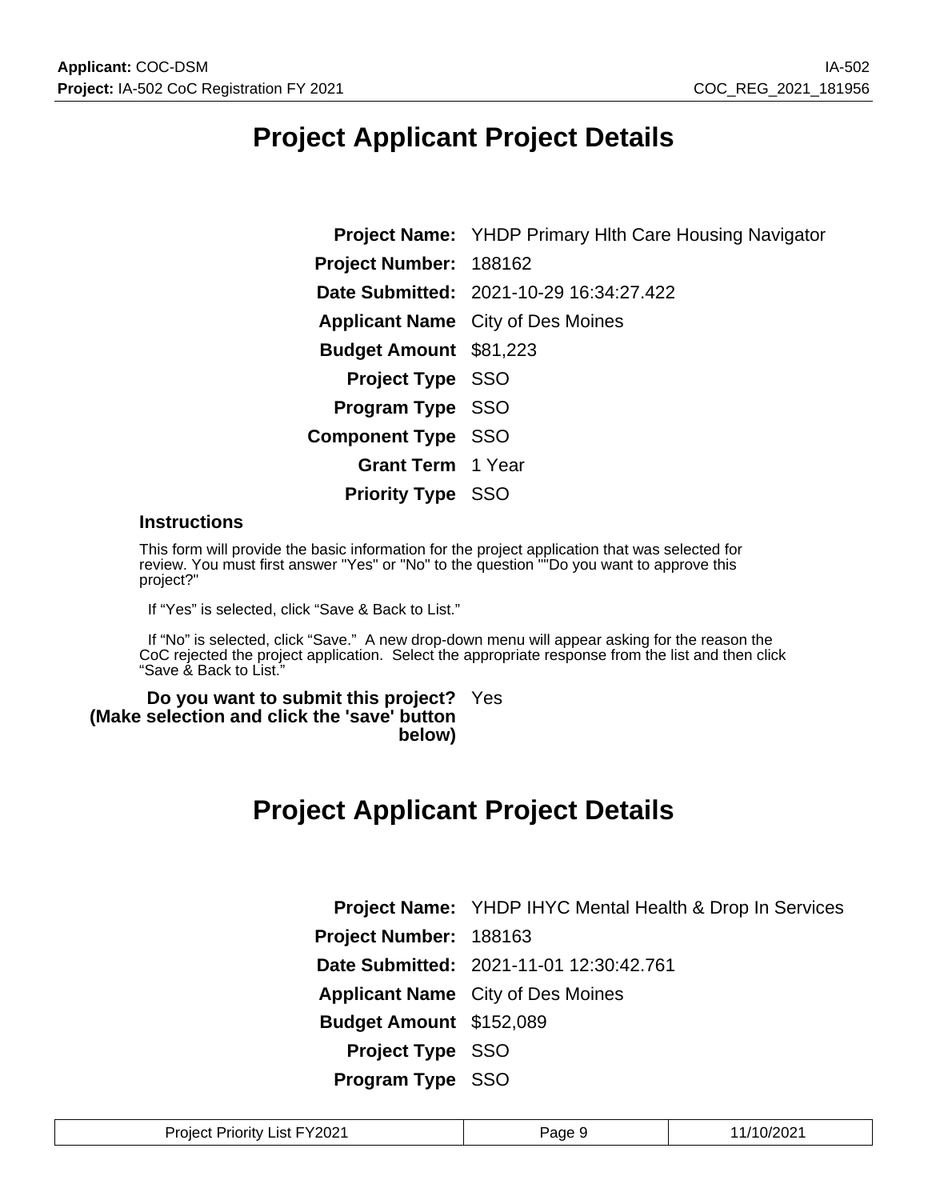# Project Applicant Project Details

| | |
|---|---|
| **Project Name:** | YHDP Primary Hlth Care Housing Navigator |
| **Project Number:** | 188162 |
| **Date Submitted:** | 2021-10-29 16:34:27.422 |
| **Applicant Name** | City of Des Moines |
| **Budget Amount** | $81,223 |
| **Project Type** | SSO |
| **Program Type** | SSO |
| **Component Type** | SSO |
| **Grant Term** | 1 Year |
| **Priority Type** | SSO |

### Instructions

This form will provide the basic information for the project application that was selected for review. You must first answer "Yes" or "No" to the question ""Do you want to approve this project?"

If "Yes" is selected, click "Save & Back to List."

If "No" is selected, click "Save." A new drop-down menu will appear asking for the reason the CoC rejected the project application. Select the appropriate response from the list and then click "Save & Back to List."

| | |
|---|---|
| **Do you want to submit this project? (Make selection and click the 'save' button below)** | Yes |

# Project Applicant Project Details

| | |
|---|---|
| **Project Name:** | YHDP IHYC Mental Health & Drop In Services |
| **Project Number:** | 188163 |
| **Date Submitted:** | 2021-11-01 12:30:42.761 |
| **Applicant Name** | City of Des Moines |
| **Budget Amount** | $152,089 |
| **Project Type** | SSO |
| **Program Type** | SSO |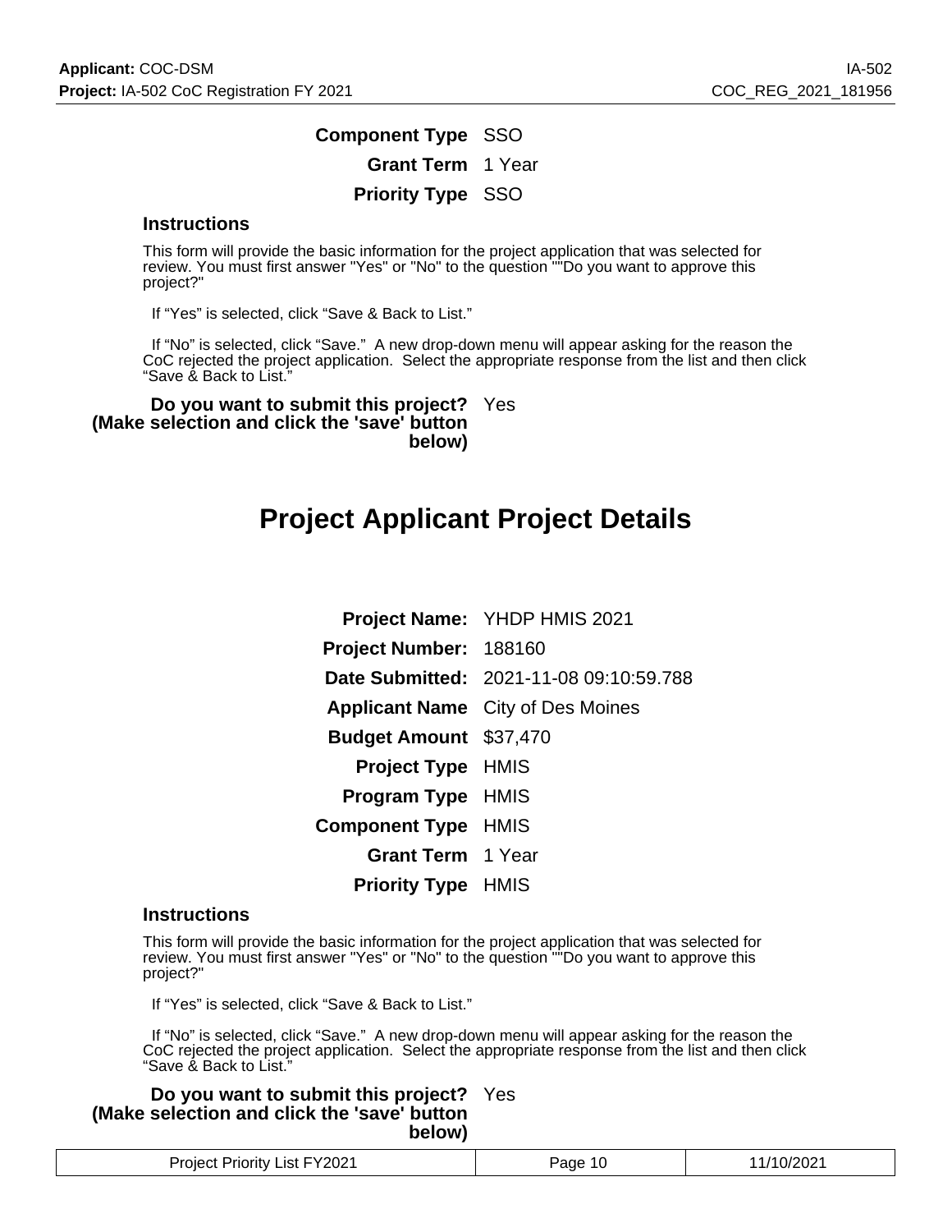| | |
|---|---|
| **Component Type** | SSO |
| **Grant Term** | 1 Year |
| **Priority Type** | SSO |

### Instructions

This form will provide the basic information for the project application that was selected for review. You must first answer "Yes" or "No" to the question ""Do you want to approve this project?"

If "Yes" is selected, click "Save & Back to List."

If "No" is selected, click "Save." A new drop-down menu will appear asking for the reason the CoC rejected the project application. Select the appropriate response from the list and then click "Save & Back to List."

**Do you want to submit this project? (Make selection and click the 'save' button below)** Yes

# Project Applicant Project Details

| | |
|---|---|
| **Project Name:** | YHDP HMIS 2021 |
| **Project Number:** | 188160 |
| **Date Submitted:** | 2021-11-08 09:10:59.788 |
| **Applicant Name** | City of Des Moines |
| **Budget Amount** | $37,470 |
| **Project Type** | HMIS |
| **Program Type** | HMIS |
| **Component Type** | HMIS |
| **Grant Term** | 1 Year |
| **Priority Type** | HMIS |

### Instructions

This form will provide the basic information for the project application that was selected for review. You must first answer "Yes" or "No" to the question ""Do you want to approve this project?"

If "Yes" is selected, click "Save & Back to List."

If "No" is selected, click "Save." A new drop-down menu will appear asking for the reason the CoC rejected the project application. Select the appropriate response from the list and then click "Save & Back to List."

**Do you want to submit this project? (Make selection and click the 'save' button below)** Yes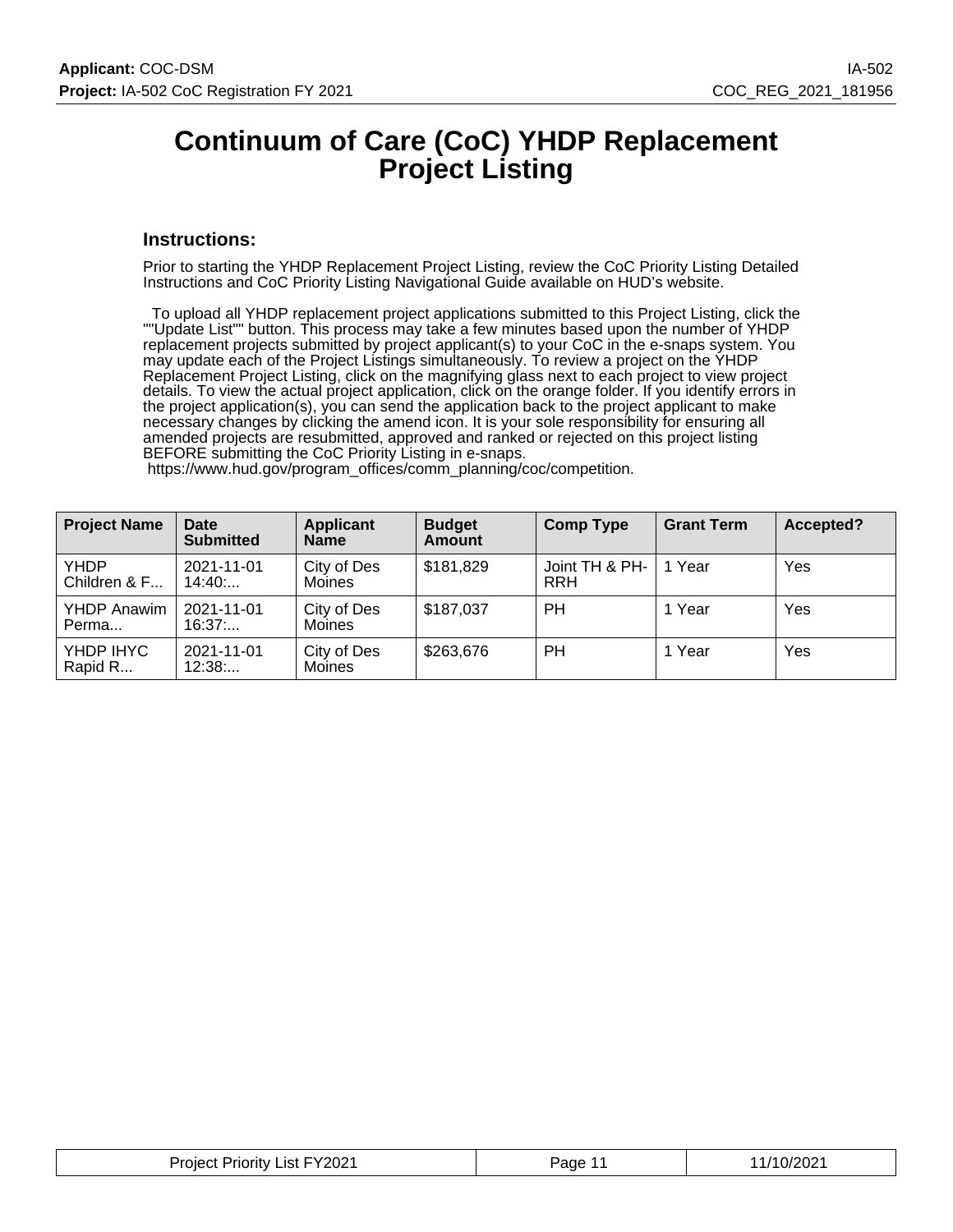# Continuum of Care (CoC) YHDP Replacement Project Listing

### Instructions:

Prior to starting the YHDP Replacement Project Listing, review the CoC Priority Listing Detailed Instructions and CoC Priority Listing Navigational Guide available on HUD's website.

To upload all YHDP replacement project applications submitted to this Project Listing, click the ""Update List"" button. This process may take a few minutes based upon the number of YHDP replacement projects submitted by project applicant(s) to your CoC in the e-snaps system. You may update each of the Project Listings simultaneously. To review a project on the YHDP Replacement Project Listing, click on the magnifying glass next to each project to view project details. To view the actual project application, click on the orange folder. If you identify errors in the project application(s), you can send the application back to the project applicant to make necessary changes by clicking the amend icon. It is your sole responsibility for ensuring all amended projects are resubmitted, approved and ranked or rejected on this project listing BEFORE submitting the CoC Priority Listing in e-snaps.
https://www.hud.gov/program_offices/comm_planning/coc/competition.

| Project Name | Date Submitted | Applicant Name | Budget Amount | Comp Type | Grant Term | Accepted? |
|---|---|---|---|---|---|---|
| YHDP Children & F... | 2021-11-01 14:40:... | City of Des Moines | $181,829 | Joint TH & PH-RRH | 1 Year | Yes |
| YHDP Anawim Perma... | 2021-11-01 16:37:... | City of Des Moines | $187,037 | PH | 1 Year | Yes |
| YHDP IHYC Rapid R... | 2021-11-01 12:38:... | City of Des Moines | $263,676 | PH | 1 Year | Yes |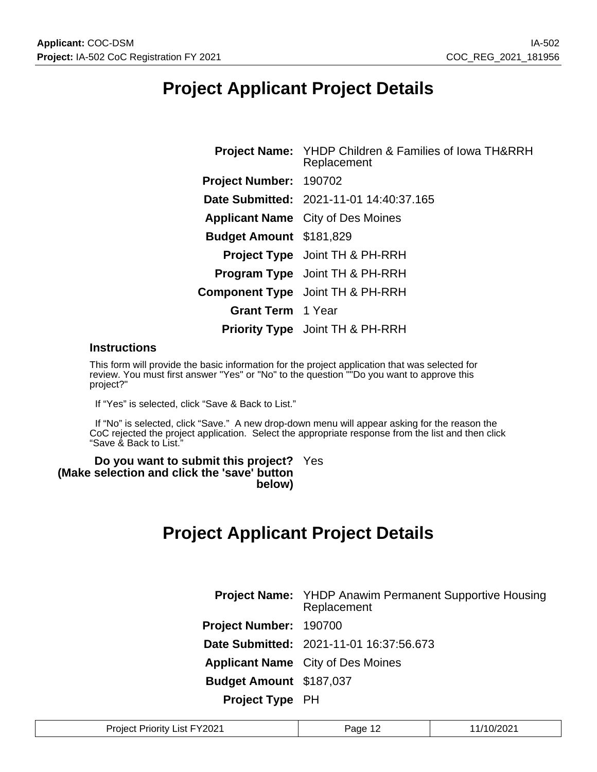# Project Applicant Project Details

| | |
|---|---|
| **Project Name:** | YHDP Children & Families of Iowa TH&RRH Replacement |
| **Project Number:** | 190702 |
| **Date Submitted:** | 2021-11-01 14:40:37.165 |
| **Applicant Name** | City of Des Moines |
| **Budget Amount** | $181,829 |
| **Project Type** | Joint TH & PH-RRH |
| **Program Type** | Joint TH & PH-RRH |
| **Component Type** | Joint TH & PH-RRH |
| **Grant Term** | 1 Year |
| **Priority Type** | Joint TH & PH-RRH |

### Instructions

This form will provide the basic information for the project application that was selected for review. You must first answer "Yes" or "No" to the question ""Do you want to approve this project?"

If "Yes" is selected, click "Save & Back to List."

If "No" is selected, click "Save." A new drop-down menu will appear asking for the reason the CoC rejected the project application. Select the appropriate response from the list and then click "Save & Back to List."

**Do you want to submit this project? (Make selection and click the 'save' button below)** Yes

# Project Applicant Project Details

| | |
|---|---|
| **Project Name:** | YHDP Anawim Permanent Supportive Housing Replacement |
| **Project Number:** | 190700 |
| **Date Submitted:** | 2021-11-01 16:37:56.673 |
| **Applicant Name** | City of Des Moines |
| **Budget Amount** | $187,037 |
| **Project Type** | PH |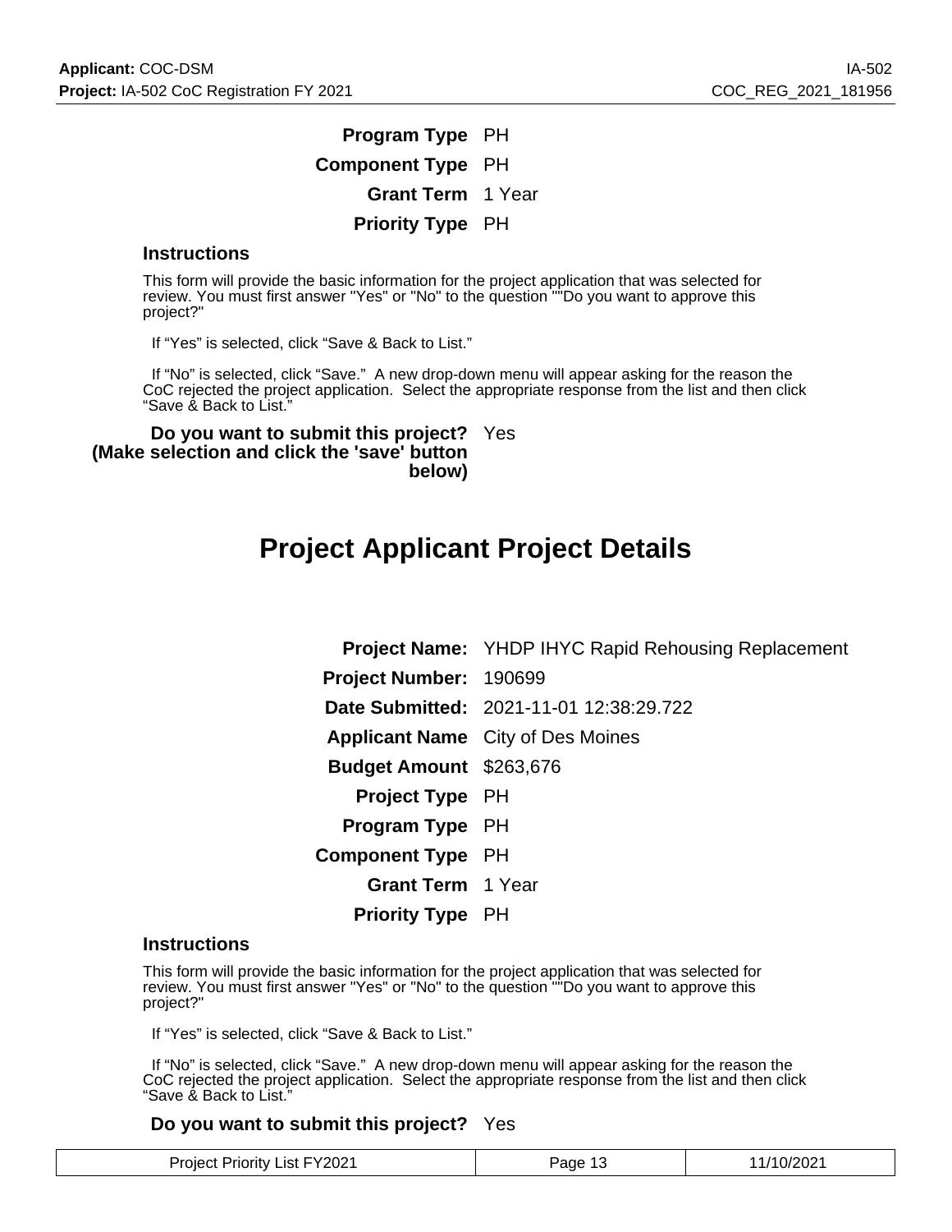**Program Type** PH

**Component Type** PH

**Grant Term** 1 Year

**Priority Type** PH

### Instructions

This form will provide the basic information for the project application that was selected for review. You must first answer "Yes" or "No" to the question ""Do you want to approve this project?"

If “Yes” is selected, click “Save & Back to List.”

If “No” is selected, click “Save.” A new drop-down menu will appear asking for the reason the CoC rejected the project application. Select the appropriate response from the list and then click “Save & Back to List.”

**Do you want to submit this project? (Make selection and click the 'save' button below)** Yes

# Project Applicant Project Details

**Project Name:** YHDP IHYC Rapid Rehousing Replacement

**Project Number:** 190699

**Date Submitted:** 2021-11-01 12:38:29.722

**Applicant Name** City of Des Moines

**Budget Amount** $263,676

**Project Type** PH

**Program Type** PH

**Component Type** PH

**Grant Term** 1 Year

**Priority Type** PH

### Instructions

This form will provide the basic information for the project application that was selected for review. You must first answer "Yes" or "No" to the question ""Do you want to approve this project?"

If “Yes” is selected, click “Save & Back to List.”

If “No” is selected, click “Save.” A new drop-down menu will appear asking for the reason the CoC rejected the project application. Select the appropriate response from the list and then click “Save & Back to List.”

**Do you want to submit this project?** Yes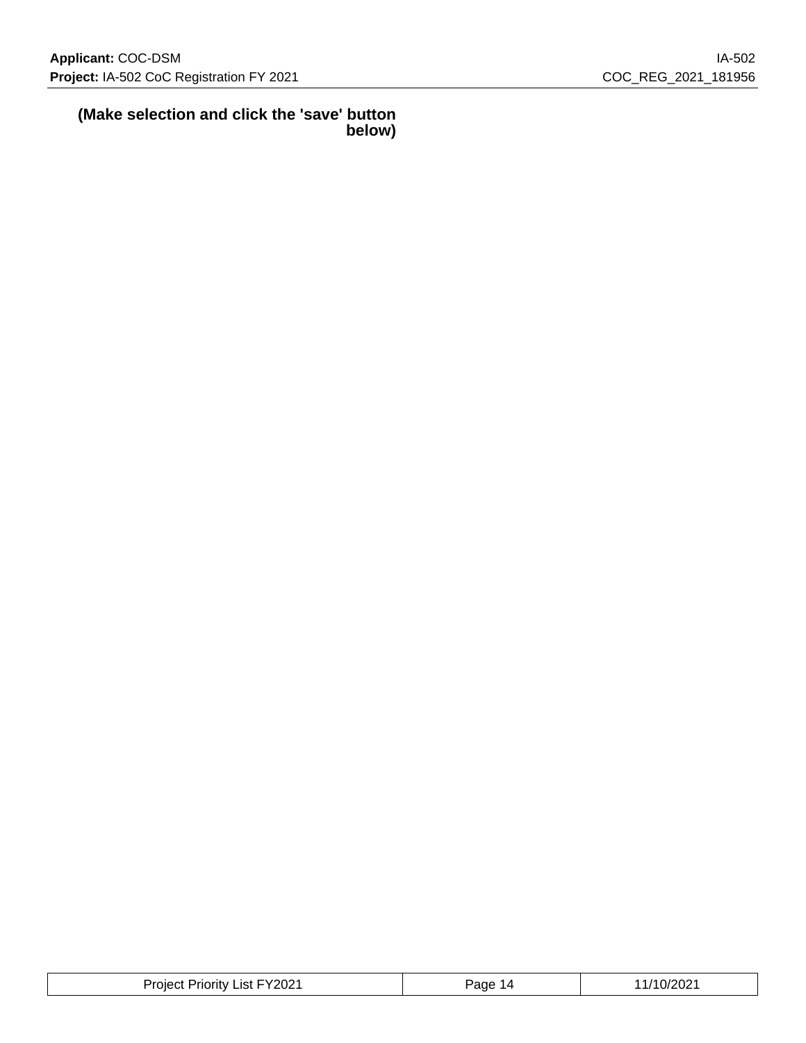**(Make selection and click the 'save' button below)**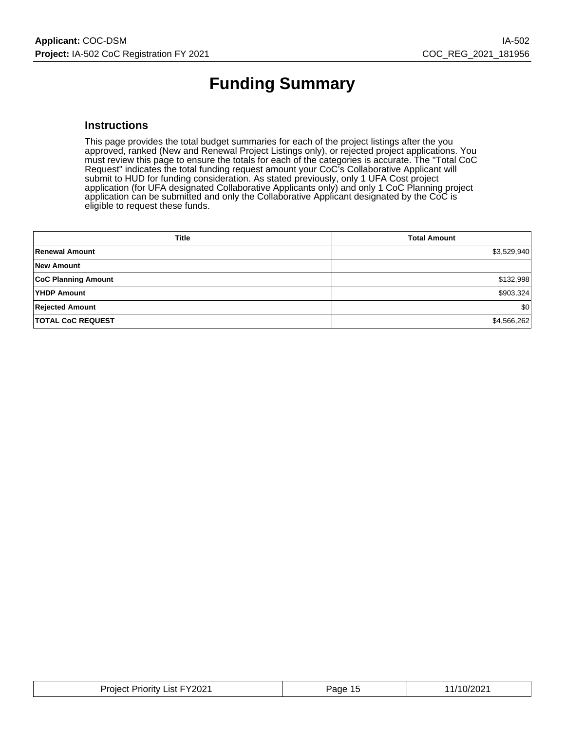# Funding Summary

## Instructions

This page provides the total budget summaries for each of the project listings after the you approved, ranked (New and Renewal Project Listings only), or rejected project applications. You must review this page to ensure the totals for each of the categories is accurate. The "Total CoC Request" indicates the total funding request amount your CoC's Collaborative Applicant will submit to HUD for funding consideration. As stated previously, only 1 UFA Cost project application (for UFA designated Collaborative Applicants only) and only 1 CoC Planning project application can be submitted and only the Collaborative Applicant designated by the CoC is eligible to request these funds.

| Title | Total Amount |
|---|---|
| **Renewal Amount** | $3,529,940 |
| **New Amount** | |
| **CoC Planning Amount** | $132,998 |
| **YHDP Amount** | $903,324 |
| **Rejected Amount** | $0 |
| **TOTAL CoC REQUEST** | $4,566,262 |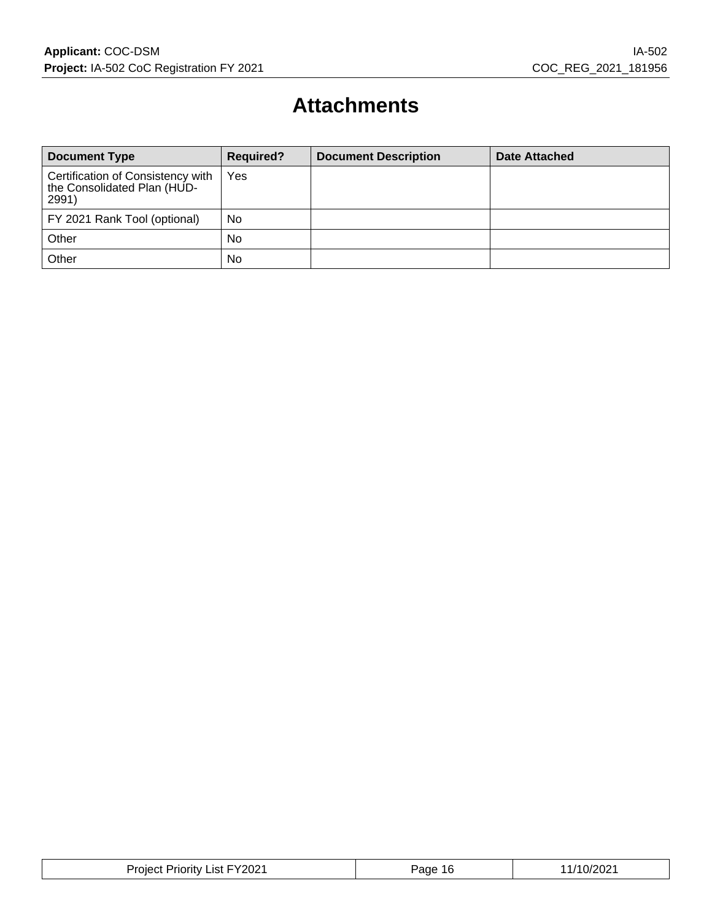# Attachments

| Document Type | Required? | Document Description | Date Attached |
|---|---|---|---|
| Certification of Consistency with the Consolidated Plan (HUD-2991) | Yes | | |
| FY 2021 Rank Tool (optional) | No | | |
| Other | No | | |
| Other | No | | |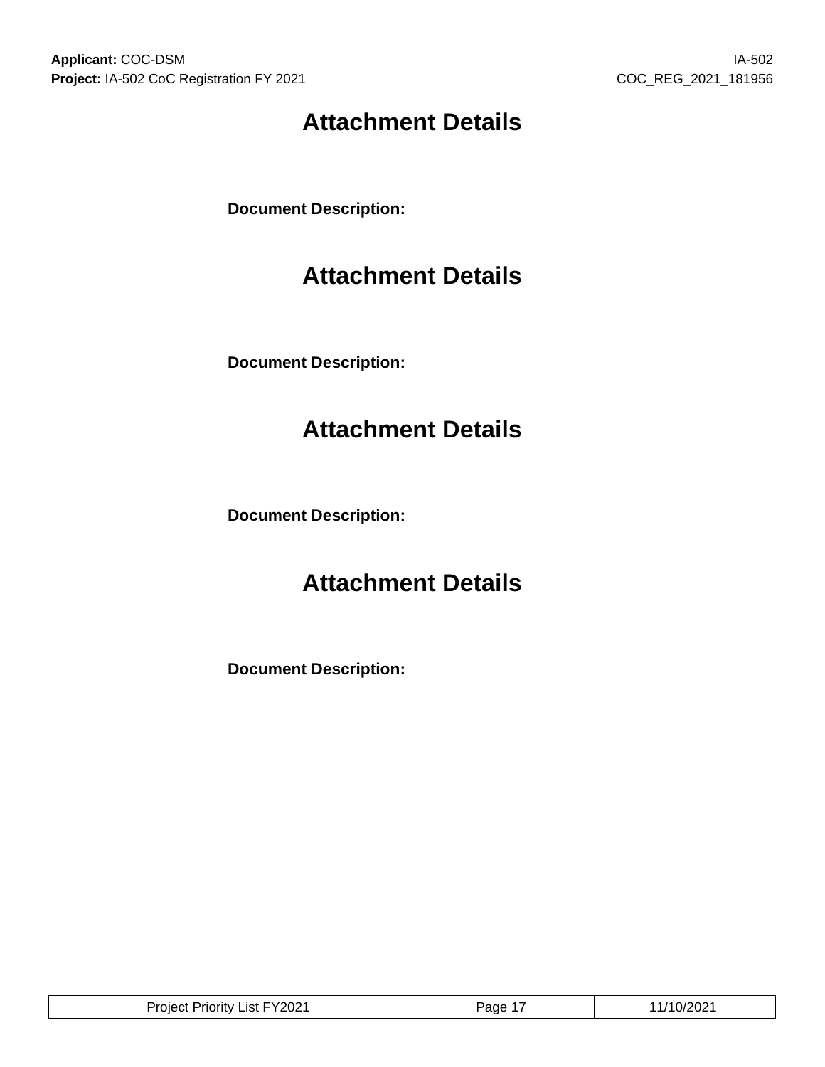# Attachment Details

**Document Description:**

# Attachment Details

**Document Description:**

# Attachment Details

**Document Description:**

# Attachment Details

**Document Description:**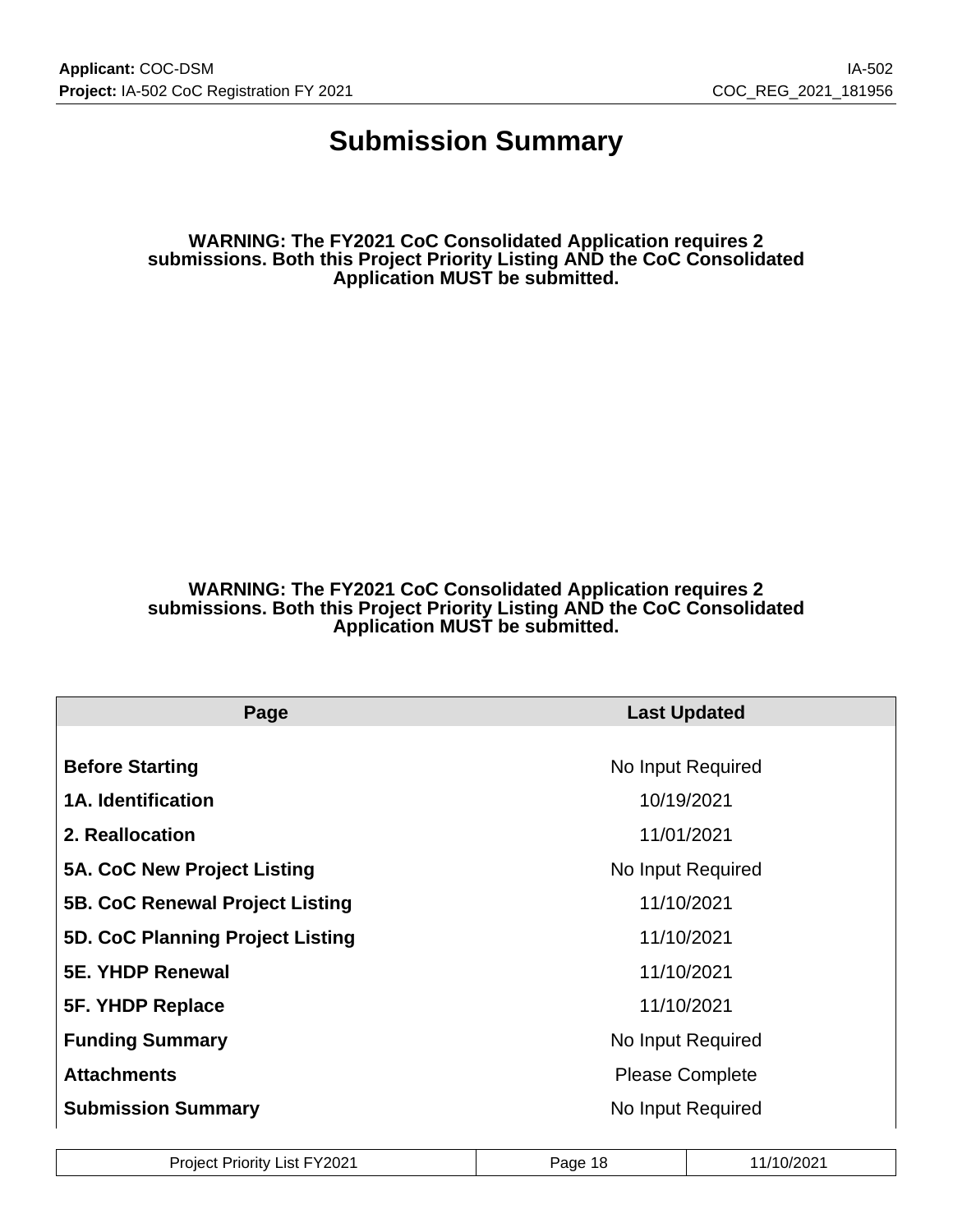# Submission Summary

**WARNING: The FY2021 CoC Consolidated Application requires 2 submissions. Both this Project Priority Listing AND the CoC Consolidated Application MUST be submitted.**

**WARNING: The FY2021 CoC Consolidated Application requires 2 submissions. Both this Project Priority Listing AND the CoC Consolidated Application MUST be submitted.**

| Page | Last Updated |
|---|---|
| **Before Starting** | No Input Required |
| **1A. Identification** | 10/19/2021 |
| **2. Reallocation** | 11/01/2021 |
| **5A. CoC New Project Listing** | No Input Required |
| **5B. CoC Renewal Project Listing** | 11/10/2021 |
| **5D. CoC Planning Project Listing** | 11/10/2021 |
| **5E. YHDP Renewal** | 11/10/2021 |
| **5F. YHDP Replace** | 11/10/2021 |
| **Funding Summary** | No Input Required |
| **Attachments** | Please Complete |
| **Submission Summary** | No Input Required |